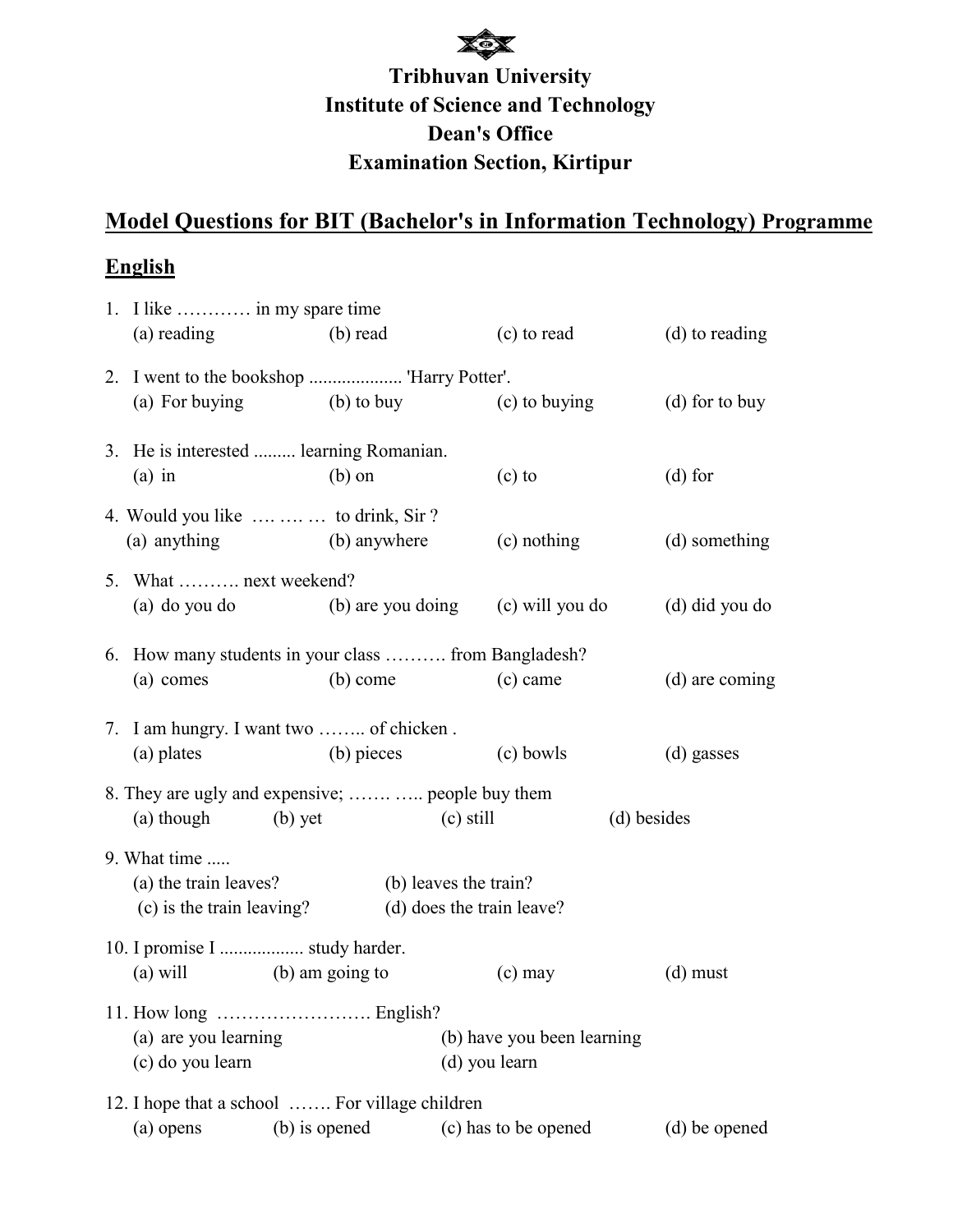**Tribhuvan University**
**Institute of Science and Technology**
**Dean's Office**
**Examination Section, Kirtipur**

## Model Questions for BIT (Bachelor's in Information Technology) Programme

## English

1. I like ………… in my spare time
   (a) reading (b) read (c) to read (d) to reading

2. I went to the bookshop .................... 'Harry Potter'.
   (a) For buying (b) to buy (c) to buying (d) for to buy

3. He is interested ......... learning Romanian.
   (a) in (b) on (c) to (d) for

4. Would you like …. …. … to drink, Sir ?
   (a) anything (b) anywhere (c) nothing (d) something

5. What ………. next weekend?
   (a) do you do (b) are you doing (c) will you do (d) did you do

6. How many students in your class ………. from Bangladesh?
   (a) comes (b) come (c) came (d) are coming

7. I am hungry. I want two …….. of chicken .
   (a) plates (b) pieces (c) bowls (d) gasses

8. They are ugly and expensive; ……. ….. people buy them
   (a) though (b) yet (c) still (d) besides

9. What time .....
   (a) the train leaves? (b) leaves the train?
   (c) is the train leaving? (d) does the train leave?

10. I promise I .................. study harder.
    (a) will (b) am going to (c) may (d) must

11. How long ……………………. English?
    (a) are you learning (b) have you been learning
    (c) do you learn (d) you learn

12. I hope that a school ……. For village children
    (a) opens (b) is opened (c) has to be opened (d) be opened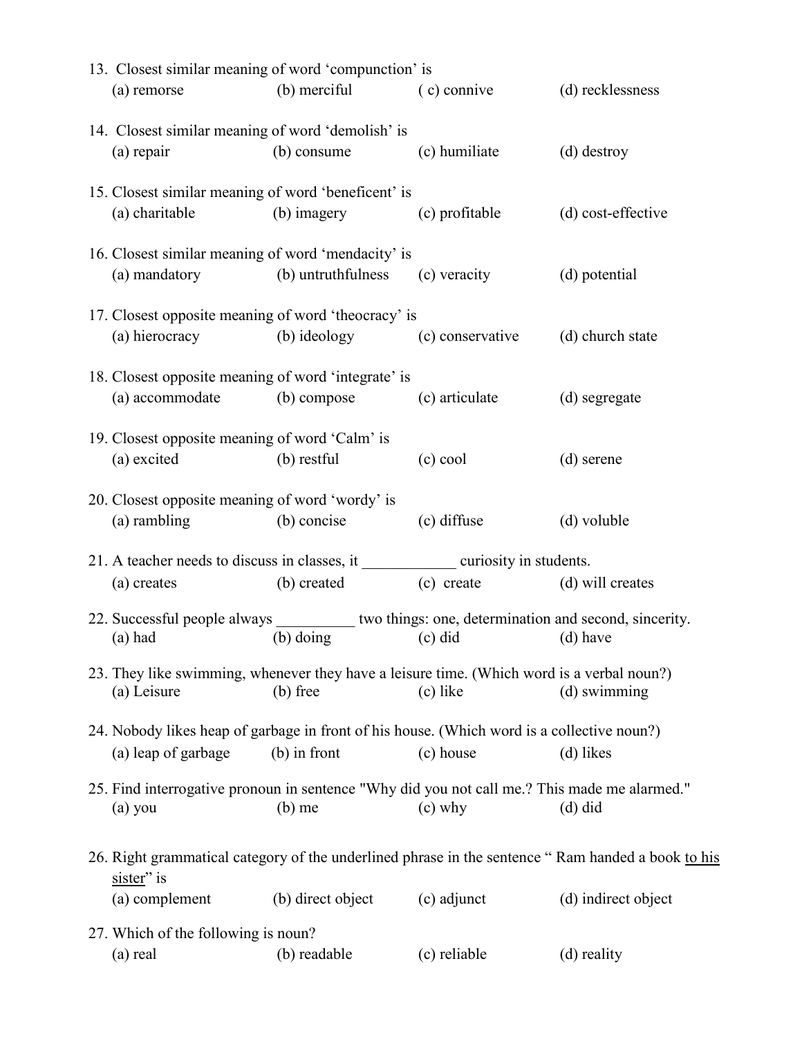13. Closest similar meaning of word 'compunction' is
    (a) remorse (b) merciful ( c) connive (d) recklessness

14. Closest similar meaning of word 'demolish' is
    (a) repair (b) consume (c) humiliate (d) destroy

15. Closest similar meaning of word 'beneficent' is
    (a) charitable (b) imagery (c) profitable (d) cost-effective

16. Closest similar meaning of word 'mendacity' is
    (a) mandatory (b) untruthfulness (c) veracity (d) potential

17. Closest opposite meaning of word 'theocracy' is
    (a) hierocracy (b) ideology (c) conservative (d) church state

18. Closest opposite meaning of word 'integrate' is
    (a) accommodate (b) compose (c) articulate (d) segregate

19. Closest opposite meaning of word 'Calm' is
    (a) excited (b) restful (c) cool (d) serene

20. Closest opposite meaning of word 'wordy' is
    (a) rambling (b) concise (c) diffuse (d) voluble

21. A teacher needs to discuss in classes, it ____________ curiosity in students.
    (a) creates (b) created (c) create (d) will creates

22. Successful people always __________ two things: one, determination and second, sincerity.
    (a) had (b) doing (c) did (d) have

23. They like swimming, whenever they have a leisure time. (Which word is a verbal noun?)
    (a) Leisure (b) free (c) like (d) swimming

24. Nobody likes heap of garbage in front of his house. (Which word is a collective noun?)
    (a) leap of garbage (b) in front (c) house (d) likes

25. Find interrogative pronoun in sentence "Why did you not call me.? This made me alarmed."
    (a) you (b) me (c) why (d) did

26. Right grammatical category of the underlined phrase in the sentence " Ram handed a book to his sister" is
    (a) complement (b) direct object (c) adjunct (d) indirect object

27. Which of the following is noun?
    (a) real (b) readable (c) reliable (d) reality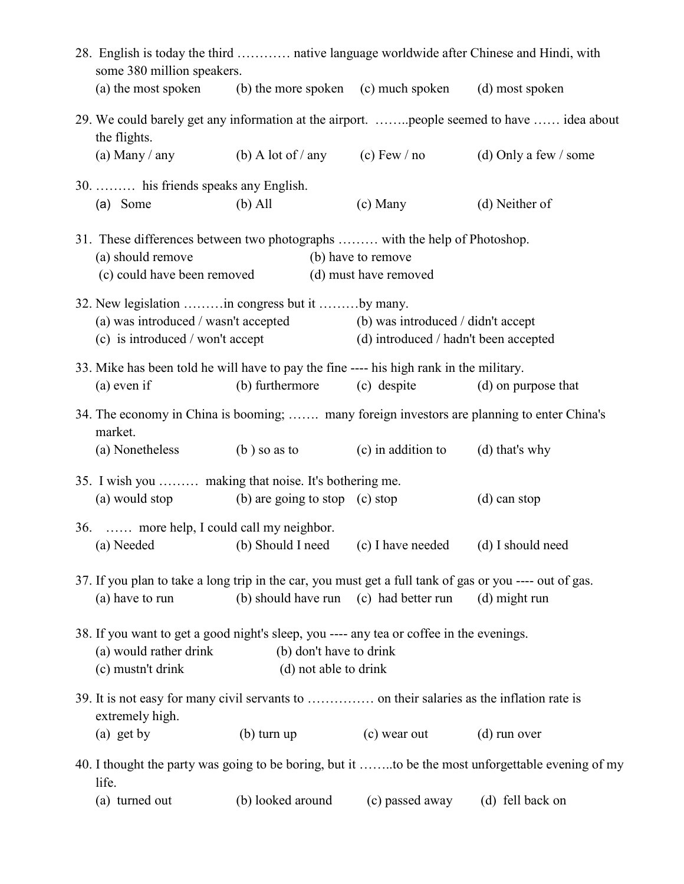28. English is today the third ………… native language worldwide after Chinese and Hindi, with some 380 million speakers.
    (a) the most spoken (b) the more spoken (c) much spoken (d) most spoken

29. We could barely get any information at the airport. ……..people seemed to have …… idea about the flights.
    (a) Many / any (b) A lot of / any (c) Few / no (d) Only a few / some

30. ……… his friends speaks any English.
    (a) Some (b) All (c) Many (d) Neither of

31. These differences between two photographs ……… with the help of Photoshop.
    (a) should remove (b) have to remove
    (c) could have been removed (d) must have removed

32. New legislation ………in congress but it ………by many.
    (a) was introduced / wasn't accepted (b) was introduced / didn't accept
    (c) is introduced / won't accept (d) introduced / hadn't been accepted

33. Mike has been told he will have to pay the fine ---- his high rank in the military.
    (a) even if (b) furthermore (c) despite (d) on purpose that

34. The economy in China is booming; ……. many foreign investors are planning to enter China's market.
    (a) Nonetheless (b ) so as to (c) in addition to (d) that's why

35. I wish you ……… making that noise. It's bothering me.
    (a) would stop (b) are going to stop (c) stop (d) can stop

36. …… more help, I could call my neighbor.
    (a) Needed (b) Should I need (c) I have needed (d) I should need

37. If you plan to take a long trip in the car, you must get a full tank of gas or you ---- out of gas.
    (a) have to run (b) should have run (c) had better run (d) might run

38. If you want to get a good night's sleep, you ---- any tea or coffee in the evenings.
    (a) would rather drink (b) don't have to drink
    (c) mustn't drink (d) not able to drink

39. It is not easy for many civil servants to …………… on their salaries as the inflation rate is extremely high.
    (a) get by (b) turn up (c) wear out (d) run over

40. I thought the party was going to be boring, but it ……..to be the most unforgettable evening of my life.
    (a) turned out (b) looked around (c) passed away (d) fell back on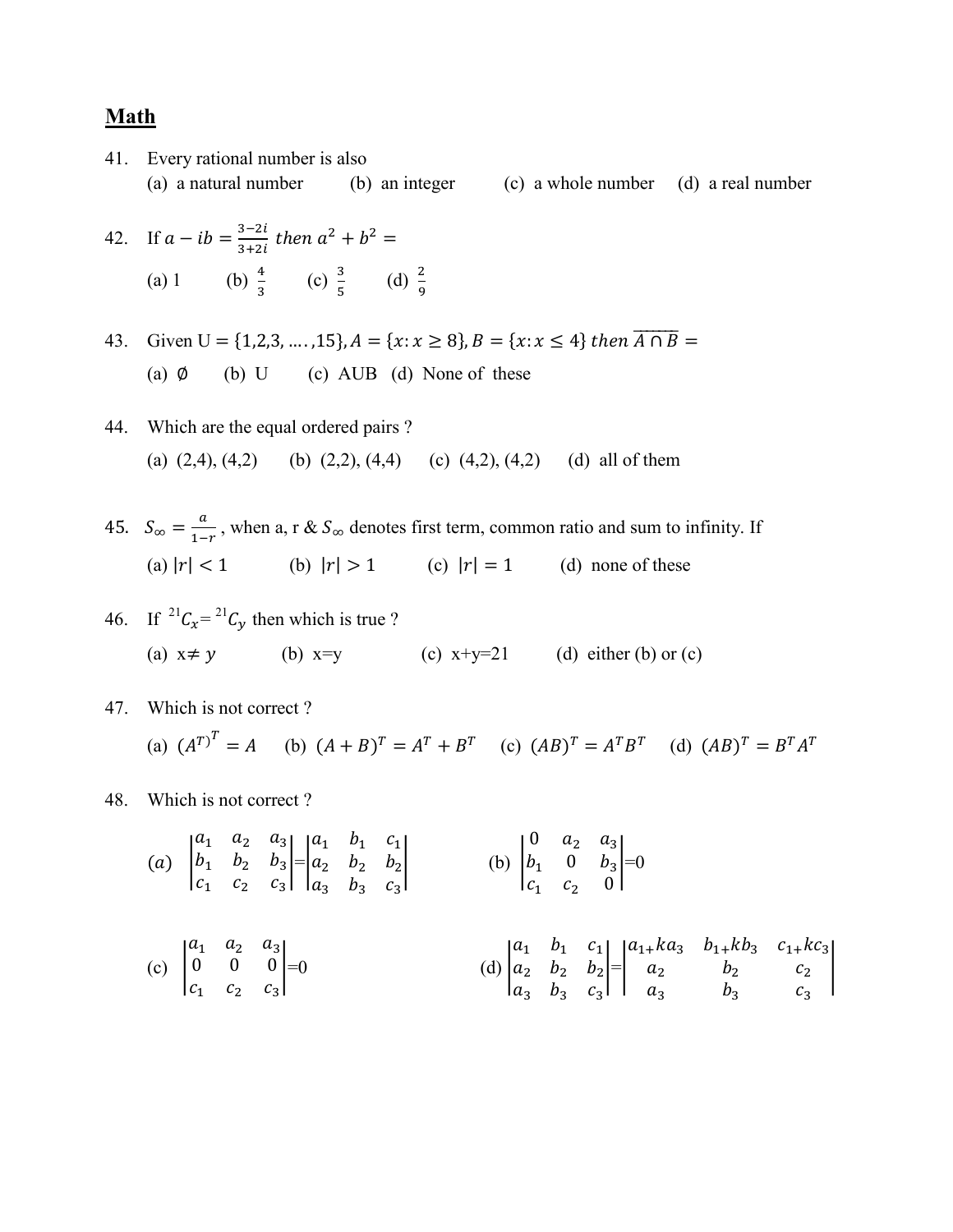# **Math**

41. Every rational number is also
    (a) a natural number (b) an integer (c) a whole number (d) a real number

42. If $a - ib = \frac{3-2i}{3+2i}$ $then\ a^2 + b^2 =$

    (a) 1 (b) $\frac{4}{3}$ (c) $\frac{3}{5}$ (d) $\frac{2}{9}$

43. Given $U = \{1,2,3, \ldots ,15\}, A = \{x: x \geq 8\}, B = \{x: x \leq 4\}$ $then\ \overline{A \cap B} =$

    (a) $\emptyset$ (b) U (c) AUB (d) None of these

44. Which are the equal ordered pairs ?

    (a) (2,4), (4,2) (b) (2,2), (4,4) (c) (4,2), (4,2) (d) all of them

45. $S_\infty = \frac{a}{1-r}$, when a, r & $S_\infty$ denotes first term, common ratio and sum to infinity. If

    (a) $|r| < 1$ (b) $|r| > 1$ (c) $|r| = 1$ (d) none of these

46. If ${}^{21}C_x = {}^{21}C_y$ then which is true ?

    (a) $x \neq y$ (b) x=y (c) x+y=21 (d) either (b) or (c)

47. Which is not correct ?

    (a) $(A^{T)})^T = A$ (b) $(A + B)^T = A^T + B^T$ (c) $(AB)^T = A^T B^T$ (d) $(AB)^T = B^T A^T$

48. Which is not correct ?

    (a) $\begin{vmatrix} a_1 & a_2 & a_3 \\ b_1 & b_2 & b_3 \\ c_1 & c_2 & c_3 \end{vmatrix} = \begin{vmatrix} a_1 & b_1 & c_1 \\ a_2 & b_2 & b_2 \\ a_3 & b_3 & c_3 \end{vmatrix}$ (b) $\begin{vmatrix} 0 & a_2 & a_3 \\ b_1 & 0 & b_3 \\ c_1 & c_2 & 0 \end{vmatrix} = 0$

    (c) $\begin{vmatrix} a_1 & a_2 & a_3 \\ 0 & 0 & 0 \\ c_1 & c_2 & c_3 \end{vmatrix} = 0$ (d) $\begin{vmatrix} a_1 & b_1 & c_1 \\ a_2 & b_2 & b_2 \\ a_3 & b_3 & c_3 \end{vmatrix} = \begin{vmatrix} a_1 + ka_3 & b_1 + kb_3 & c_1 + kc_3 \\ a_2 & b_2 & c_2 \\ a_3 & b_3 & c_3 \end{vmatrix}$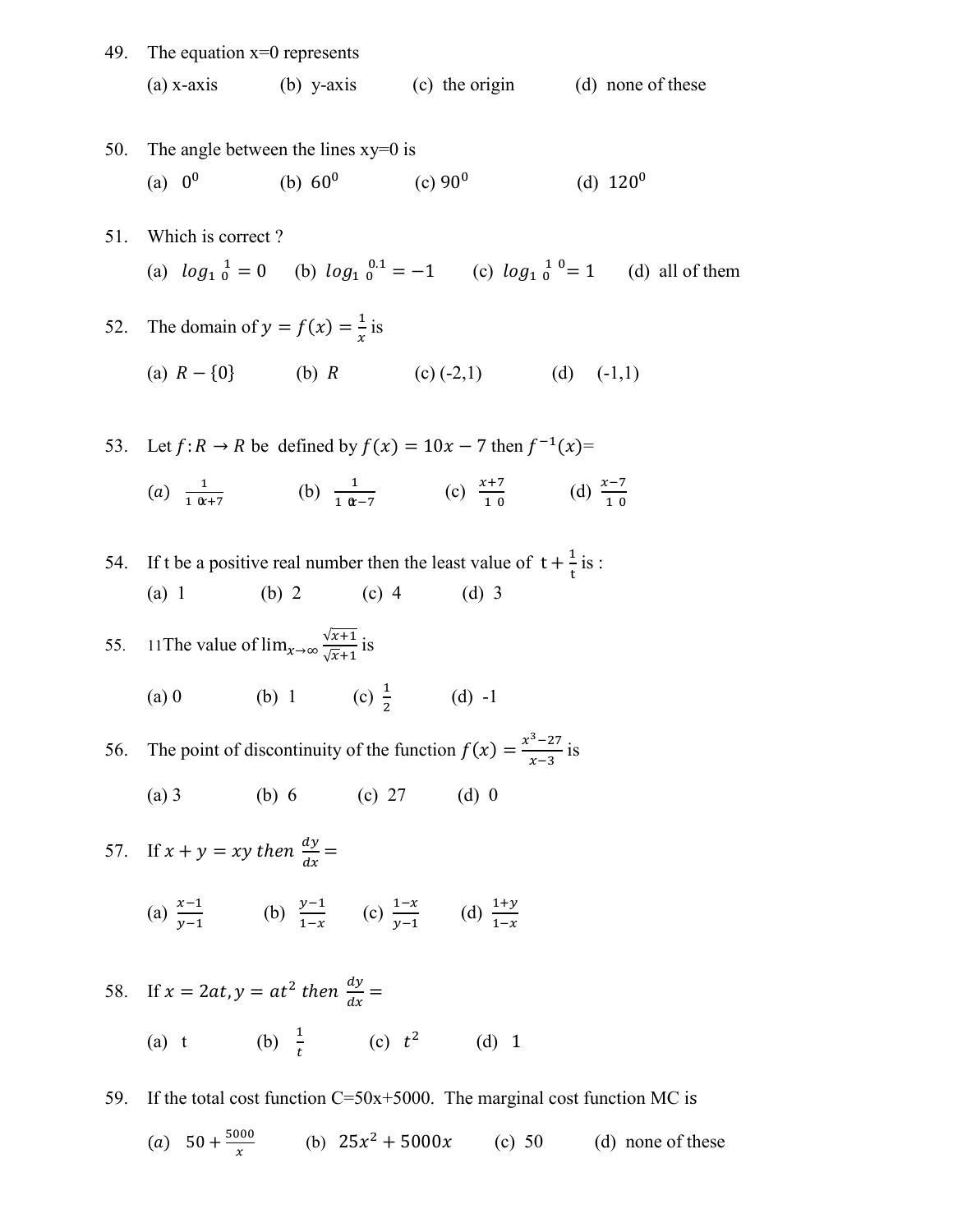49. The equation x=0 represents

(a) x-axis (b) y-axis (c) the origin (d) none of these

50. The angle between the lines xy=0 is

(a) $0^0$ (b) $60^0$ (c) $90^0$ (d) $120^0$

51. Which is correct ?

(a) $log_{10} 1 = 0$ (b) $log_{10} 0.1 = -1$ (c) $log_{10} 10 = 1$ (d) all of them

52. The domain of $y = f(x) = \frac{1}{x}$ is

(a) $R - \{0\}$ (b) $R$ (c) (-2,1) (d) (-1,1)

53. Let $f: R \rightarrow R$ be defined by $f(x) = 10x - 7$ then $f^{-1}(x)$=

(a) $\frac{1}{10x+7}$ (b) $\frac{1}{10x-7}$ (c) $\frac{x+7}{10}$ (d) $\frac{x-7}{10}$

54. If t be a positive real number then the least value of $t + \frac{1}{t}$ is :

(a) 1 (b) 2 (c) 4 (d) 3

55. 11The value of $\lim_{x\to\infty} \frac{\sqrt{x+1}}{\sqrt{x}+1}$ is

(a) 0 (b) 1 (c) $\frac{1}{2}$ (d) -1

56. The point of discontinuity of the function $f(x) = \frac{x^3-27}{x-3}$ is

(a) 3 (b) 6 (c) 27 (d) 0

57. If $x + y = xy$ then $\frac{dy}{dx}$ =

(a) $\frac{x-1}{y-1}$ (b) $\frac{y-1}{1-x}$ (c) $\frac{1-x}{y-1}$ (d) $\frac{1+y}{1-x}$

58. If $x = 2at, y = at^2$ then $\frac{dy}{dx}$ =

(a) t (b) $\frac{1}{t}$ (c) $t^2$ (d) 1

59. If the total cost function C=50x+5000. The marginal cost function MC is

(a) $50 + \frac{5000}{x}$ (b) $25x^2 + 5000x$ (c) 50 (d) none of these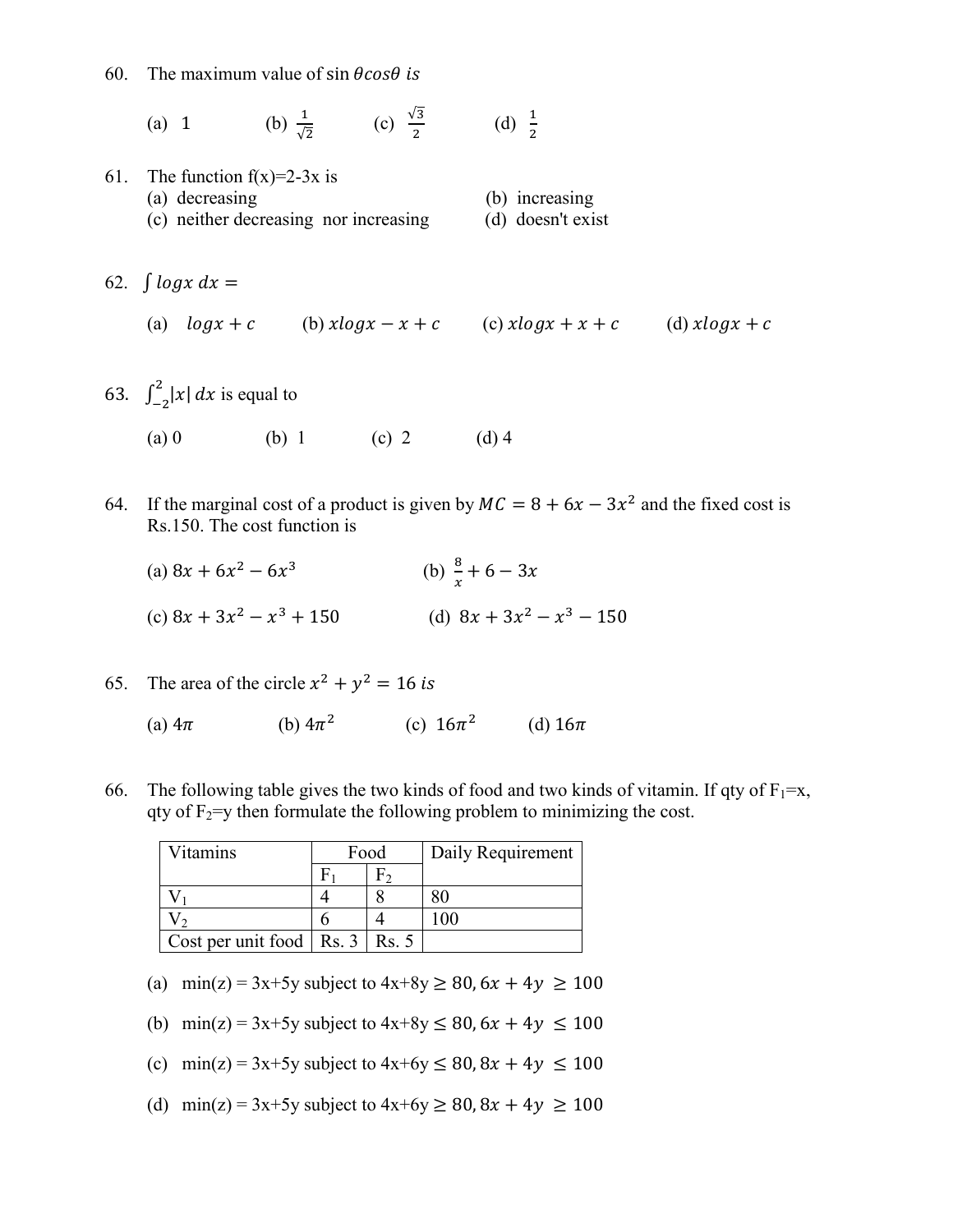60. The maximum value of $\sin\theta cos\theta\ is$

(a) 1 (b) $\frac{1}{\sqrt{2}}$ (c) $\frac{\sqrt{3}}{2}$ (d) $\frac{1}{2}$

61. The function f(x)=2-3x is

(a) decreasing (b) increasing
(c) neither decreasing nor increasing (d) doesn't exist

62. $\int logx\ dx =$

(a) $logx + c$ (b) $xlogx - x + c$ (c) $xlogx + x + c$ (d) $xlogx + c$

63. $\int_{-2}^{2}|x|\ dx$ is equal to

(a) 0 (b) 1 (c) 2 (d) 4

64. If the marginal cost of a product is given by $MC = 8 + 6x - 3x^2$ and the fixed cost is Rs.150. The cost function is

(a) $8x + 6x^2 - 6x^3$ (b) $\frac{8}{x} + 6 - 3x$

(c) $8x + 3x^2 - x^3 + 150$ (d) $8x + 3x^2 - x^3 - 150$

65. The area of the circle $x^2 + y^2 = 16\ is$

(a) $4\pi$ (b) $4\pi^2$ (c) $16\pi^2$ (d) $16\pi$

66. The following table gives the two kinds of food and two kinds of vitamin. If qty of $F_1$=x, qty of $F_2$=y then formulate the following problem to minimizing the cost.

| Vitamins | Food | | Daily Requirement |
|---|---|---|---|
| | $F_1$ | $F_2$ | |
| $V_1$ | 4 | 8 | 80 |
| $V_2$ | 6 | 4 | 100 |
| Cost per unit food | Rs. 3 | Rs. 5 | |

(a) min(z) = 3x+5y subject to $4x+8y \geq 80, 6x + 4y \geq 100$

(b) min(z) = 3x+5y subject to $4x+8y \leq 80, 6x + 4y \leq 100$

(c) min(z) = 3x+5y subject to $4x+6y \leq 80, 8x + 4y \leq 100$

(d) min(z) = 3x+5y subject to $4x+6y \geq 80, 8x + 4y \geq 100$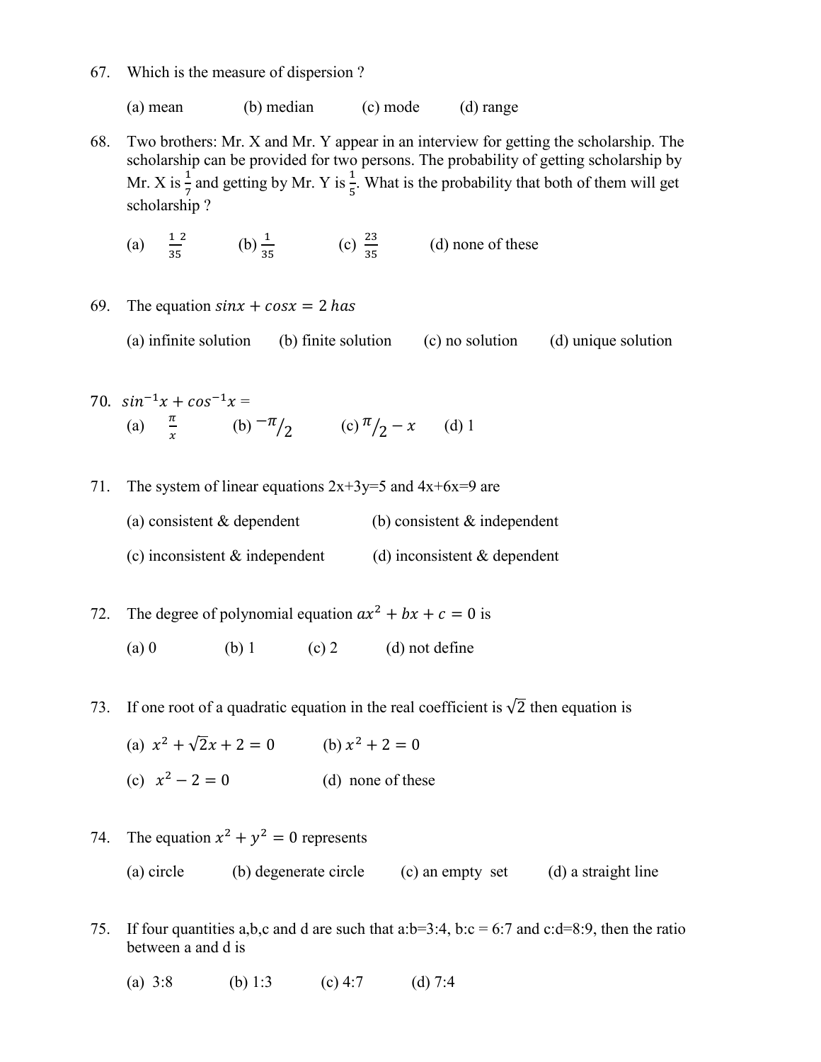67. Which is the measure of dispersion ?

(a) mean (b) median (c) mode (d) range

68. Two brothers: Mr. X and Mr. Y appear in an interview for getting the scholarship. The scholarship can be provided for two persons. The probability of getting scholarship by Mr. X is $\frac{1}{7}$ and getting by Mr. Y is $\frac{1}{5}$. What is the probability that both of them will get scholarship ?

(a) $\frac{12}{35}$ (b) $\frac{1}{35}$ (c) $\frac{23}{35}$ (d) none of these

69. The equation $sinx + cosx = 2\ has$

(a) infinite solution (b) finite solution (c) no solution (d) unique solution

70. $sin^{-1}x + cos^{-1}x =$

(a) $\frac{\pi}{x}$ (b) $^{-\pi}/_{2}$ (c) $^{\pi}/_{2} - x$ (d) 1

71. The system of linear equations 2x+3y=5 and 4x+6x=9 are

(a) consistent & dependent (b) consistent & independent

(c) inconsistent & independent (d) inconsistent & dependent

72. The degree of polynomial equation $ax^2 + bx + c = 0$ is

(a) 0 (b) 1 (c) 2 (d) not define

73. If one root of a quadratic equation in the real coefficient is $\sqrt{2}$ then equation is

(a) $x^2 + \sqrt{2}x + 2 = 0$ (b) $x^2 + 2 = 0$

(c) $x^2 - 2 = 0$ (d) none of these

74. The equation $x^2 + y^2 = 0$ represents

(a) circle (b) degenerate circle (c) an empty set (d) a straight line

75. If four quantities a,b,c and d are such that a:b=3:4, b:c = 6:7 and c:d=8:9, then the ratio between a and d is

(a) 3:8 (b) 1:3 (c) 4:7 (d) 7:4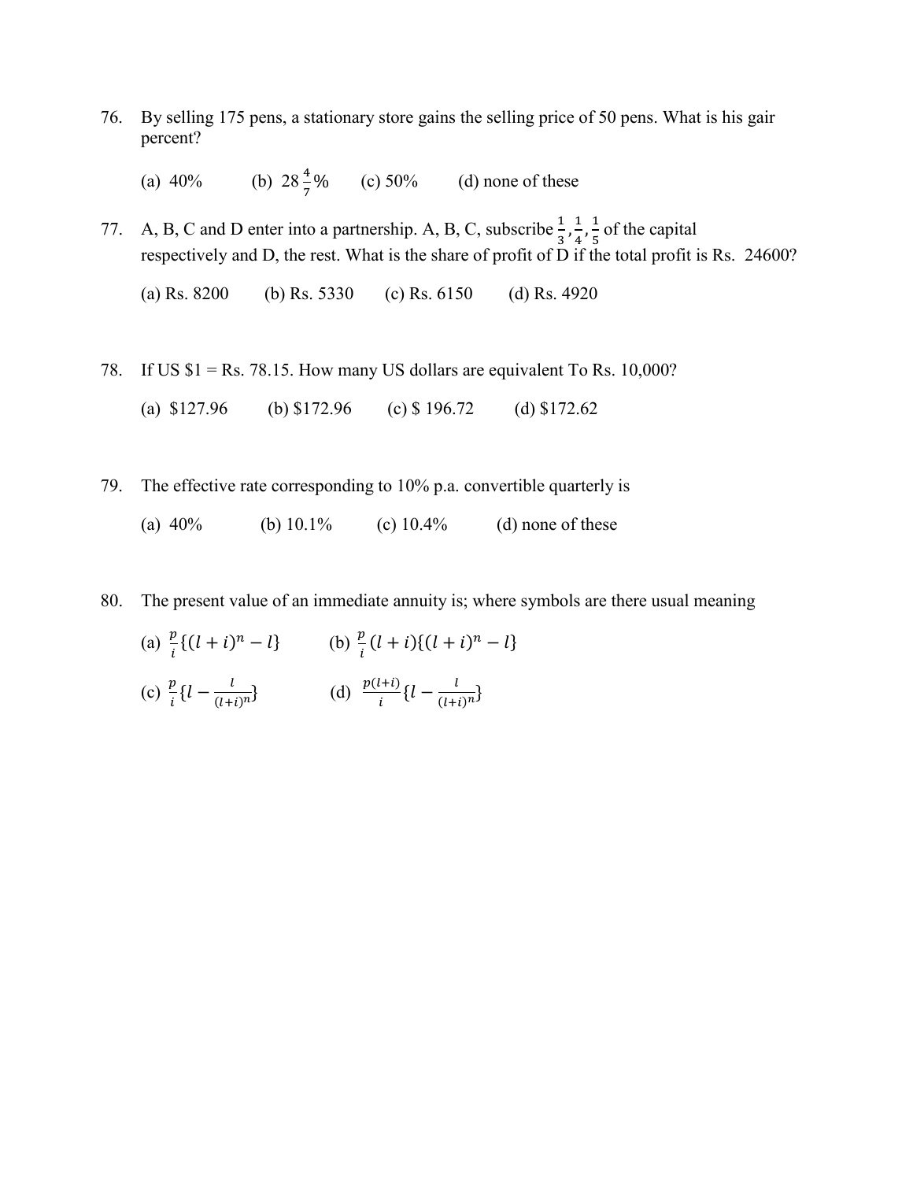76. By selling 175 pens, a stationary store gains the selling price of 50 pens. What is his gair percent?

    (a) 40% (b) $28\frac{4}{7}$% (c) 50% (d) none of these

77. A, B, C and D enter into a partnership. A, B, C, subscribe $\frac{1}{3}, \frac{1}{4}, \frac{1}{5}$ of the capital respectively and D, the rest. What is the share of profit of D if the total profit is Rs. 24600?

    (a) Rs. 8200 (b) Rs. 5330 (c) Rs. 6150 (d) Rs. 4920

78. If US \$1 = Rs. 78.15. How many US dollars are equivalent To Rs. 10,000?

    (a) \$127.96 (b) \$172.96 (c) \$ 196.72 (d) \$172.62

79. The effective rate corresponding to 10% p.a. convertible quarterly is

    (a) 40% (b) 10.1% (c) 10.4% (d) none of these

80. The present value of an immediate annuity is; where symbols are there usual meaning

    (a) $\frac{p}{i}\{(l+i)^n - l\}$ (b) $\frac{p}{i}(l+i)\{(l+i)^n - l\}$

    (c) $\frac{p}{i}\{l - \frac{l}{(l+i)^n}\}$ (d) $\frac{p(l+i)}{i}\{l - \frac{l}{(l+i)^n}\}$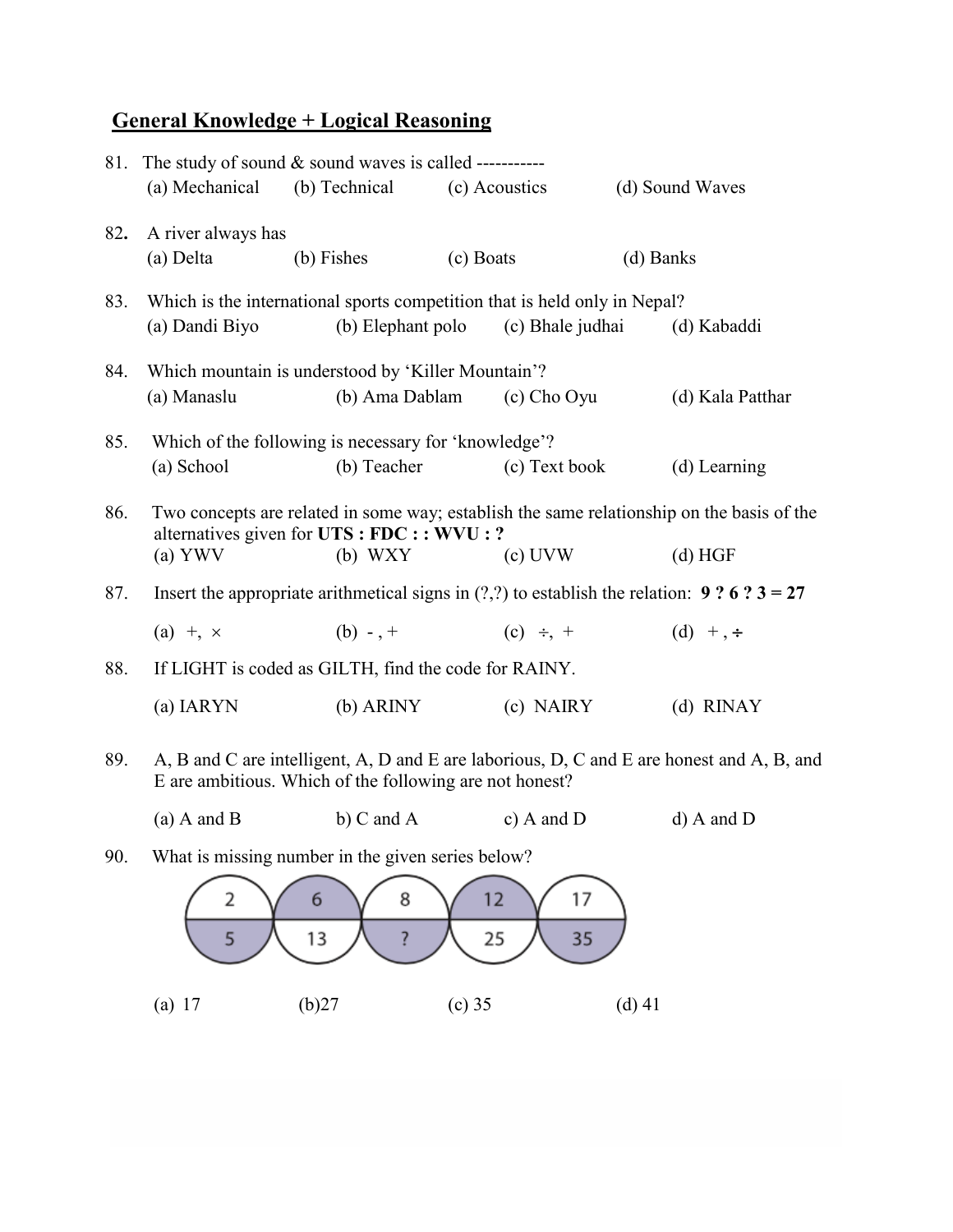## General Knowledge + Logical Reasoning

81. The study of sound & sound waves is called -----------
    (a) Mechanical (b) Technical (c) Acoustics (d) Sound Waves

82. A river always has
    (a) Delta (b) Fishes (c) Boats (d) Banks

83. Which is the international sports competition that is held only in Nepal?
    (a) Dandi Biyo (b) Elephant polo (c) Bhale judhai (d) Kabaddi

84. Which mountain is understood by 'Killer Mountain'?
    (a) Manaslu (b) Ama Dablam (c) Cho Oyu (d) Kala Patthar

85. Which of the following is necessary for 'knowledge'?
    (a) School (b) Teacher (c) Text book (d) Learning

86. Two concepts are related in some way; establish the same relationship on the basis of the alternatives given for **UTS : FDC : : WVU : ?**
    (a) YWV (b) WXY (c) UVW (d) HGF

87. Insert the appropriate arithmetical signs in (?,?) to establish the relation: **9 ? 6 ? 3 = 27**
    (a) +, × (b) - , + (c) ÷, + (d) + , ÷

88. If LIGHT is coded as GILTH, find the code for RAINY.
    (a) IARYN (b) ARINY (c) NAIRY (d) RINAY

89. A, B and C are intelligent, A, D and E are laborious, D, C and E are honest and A, B, and E are ambitious. Which of the following are not honest?
    (a) A and B b) C and A c) A and D d) A and D

90. What is missing number in the given series below?

| 2 | 6 | 8 | 12 | 17 |
|---|---|---|---|---|
| 5 | 13 | ? | 25 | 35 |

(a) 17 (b)27 (c) 35 (d) 41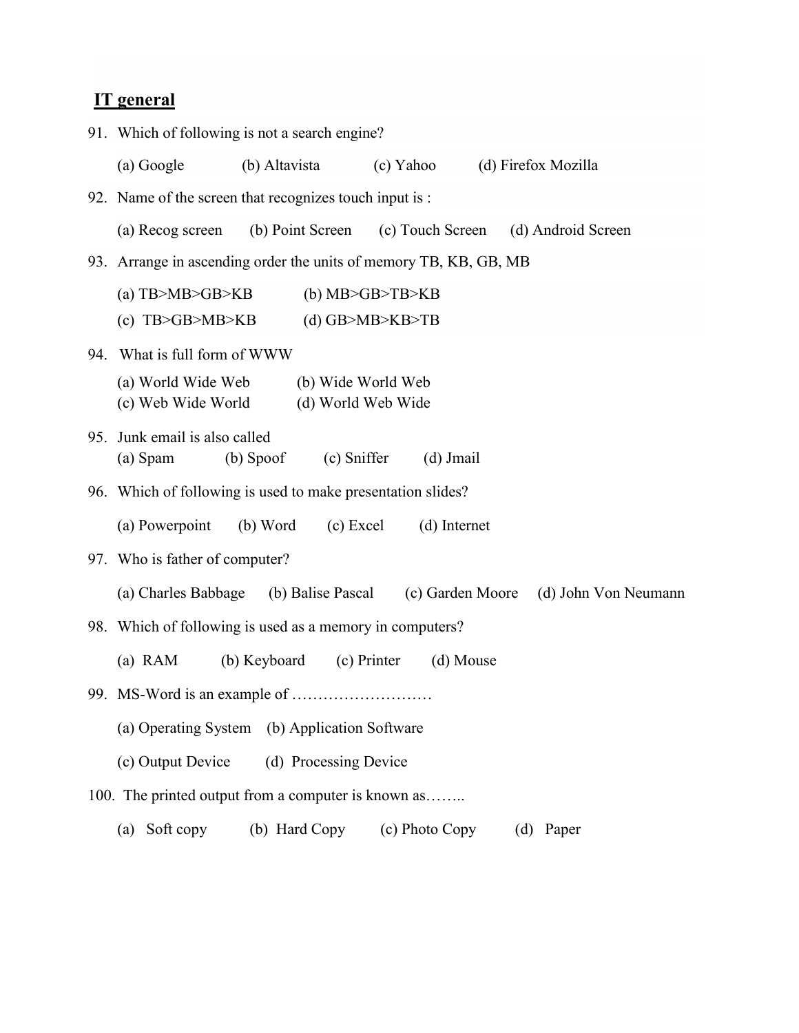## IT general

91. Which of following is not a search engine?

    (a) Google (b) Altavista (c) Yahoo (d) Firefox Mozilla

92. Name of the screen that recognizes touch input is :

    (a) Recog screen (b) Point Screen (c) Touch Screen (d) Android Screen

93. Arrange in ascending order the units of memory TB, KB, GB, MB

    (a) TB>MB>GB>KB (b) MB>GB>TB>KB

    (c) TB>GB>MB>KB (d) GB>MB>KB>TB

94. What is full form of WWW

    (a) World Wide Web (b) Wide World Web

    (c) Web Wide World (d) World Web Wide

95. Junk email is also called

    (a) Spam (b) Spoof (c) Sniffer (d) Jmail

96. Which of following is used to make presentation slides?

    (a) Powerpoint (b) Word (c) Excel (d) Internet

97. Who is father of computer?

    (a) Charles Babbage (b) Balise Pascal (c) Garden Moore (d) John Von Neumann

98. Which of following is used as a memory in computers?

    (a) RAM (b) Keyboard (c) Printer (d) Mouse

99. MS-Word is an example of ………………………

    (a) Operating System (b) Application Software

    (c) Output Device (d) Processing Device

100. The printed output from a computer is known as……..

    (a) Soft copy (b) Hard Copy (c) Photo Copy (d) Paper